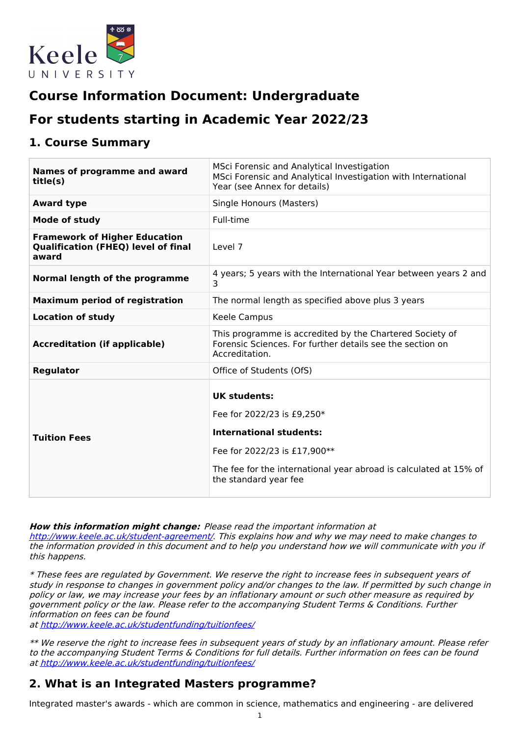# Course Information Document: Undergraduate

# For students starting in Academic Year 2022/23

## 1. Course Summary

| | |
|---|---|
| **Names of programme and award title(s)** | MSci Forensic and Analytical Investigation<br>MSci Forensic and Analytical Investigation with International Year (see Annex for details) |
| **Award type** | Single Honours (Masters) |
| **Mode of study** | Full-time |
| **Framework of Higher Education Qualification (FHEQ) level of final award** | Level 7 |
| **Normal length of the programme** | 4 years; 5 years with the International Year between years 2 and 3 |
| **Maximum period of registration** | The normal length as specified above plus 3 years |
| **Location of study** | Keele Campus |
| **Accreditation (if applicable)** | This programme is accredited by the Chartered Society of Forensic Sciences. For further details see the section on Accreditation. |
| **Regulator** | Office of Students (OfS) |
| **Tuition Fees** | **UK students:**<br>Fee for 2022/23 is £9,250*<br>**International students:**<br>Fee for 2022/23 is £17,900**<br>The fee for the international year abroad is calculated at 15% of the standard year fee |

***How this information might change:*** *Please read the important information at http://www.keele.ac.uk/student-agreement/. This explains how and why we may need to make changes to the information provided in this document and to help you understand how we will communicate with you if this happens.*

*\* These fees are regulated by Government. We reserve the right to increase fees in subsequent years of study in response to changes in government policy and/or changes to the law. If permitted by such change in policy or law, we may increase your fees by an inflationary amount or such other measure as required by government policy or the law. Please refer to the accompanying Student Terms & Conditions. Further information on fees can be found at http://www.keele.ac.uk/studentfunding/tuitionfees/*

*\*\* We reserve the right to increase fees in subsequent years of study by an inflationary amount. Please refer to the accompanying Student Terms & Conditions for full details. Further information on fees can be found at http://www.keele.ac.uk/studentfunding/tuitionfees/*

## 2. What is an Integrated Masters programme?

Integrated master's awards - which are common in science, mathematics and engineering - are delivered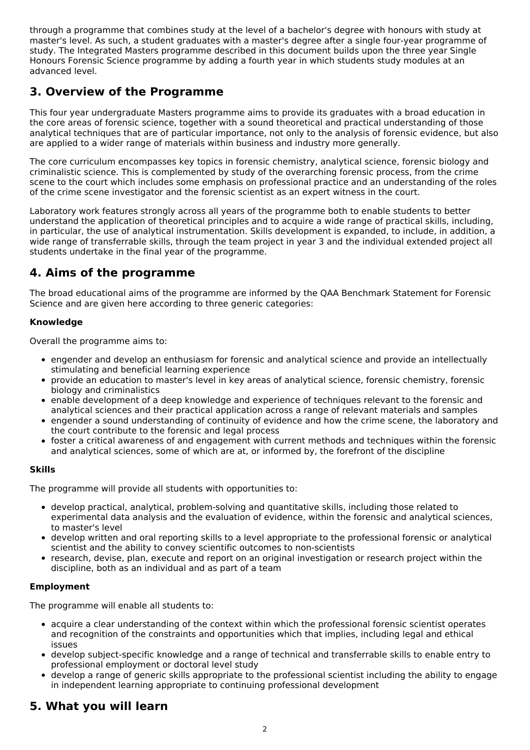through a programme that combines study at the level of a bachelor's degree with honours with study at master's level. As such, a student graduates with a master's degree after a single four-year programme of study. The Integrated Masters programme described in this document builds upon the three year Single Honours Forensic Science programme by adding a fourth year in which students study modules at an advanced level.

## 3. Overview of the Programme

This four year undergraduate Masters programme aims to provide its graduates with a broad education in the core areas of forensic science, together with a sound theoretical and practical understanding of those analytical techniques that are of particular importance, not only to the analysis of forensic evidence, but also are applied to a wider range of materials within business and industry more generally.

The core curriculum encompasses key topics in forensic chemistry, analytical science, forensic biology and criminalistic science. This is complemented by study of the overarching forensic process, from the crime scene to the court which includes some emphasis on professional practice and an understanding of the roles of the crime scene investigator and the forensic scientist as an expert witness in the court.

Laboratory work features strongly across all years of the programme both to enable students to better understand the application of theoretical principles and to acquire a wide range of practical skills, including, in particular, the use of analytical instrumentation. Skills development is expanded, to include, in addition, a wide range of transferrable skills, through the team project in year 3 and the individual extended project all students undertake in the final year of the programme.

## 4. Aims of the programme

The broad educational aims of the programme are informed by the QAA Benchmark Statement for Forensic Science and are given here according to three generic categories:

**Knowledge**

Overall the programme aims to:

- engender and develop an enthusiasm for forensic and analytical science and provide an intellectually stimulating and beneficial learning experience
- provide an education to master's level in key areas of analytical science, forensic chemistry, forensic biology and criminalistics
- enable development of a deep knowledge and experience of techniques relevant to the forensic and analytical sciences and their practical application across a range of relevant materials and samples
- engender a sound understanding of continuity of evidence and how the crime scene, the laboratory and the court contribute to the forensic and legal process
- foster a critical awareness of and engagement with current methods and techniques within the forensic and analytical sciences, some of which are at, or informed by, the forefront of the discipline

**Skills**

The programme will provide all students with opportunities to:

- develop practical, analytical, problem-solving and quantitative skills, including those related to experimental data analysis and the evaluation of evidence, within the forensic and analytical sciences, to master's level
- develop written and oral reporting skills to a level appropriate to the professional forensic or analytical scientist and the ability to convey scientific outcomes to non-scientists
- research, devise, plan, execute and report on an original investigation or research project within the discipline, both as an individual and as part of a team

**Employment**

The programme will enable all students to:

- acquire a clear understanding of the context within which the professional forensic scientist operates and recognition of the constraints and opportunities which that implies, including legal and ethical issues
- develop subject-specific knowledge and a range of technical and transferrable skills to enable entry to professional employment or doctoral level study
- develop a range of generic skills appropriate to the professional scientist including the ability to engage in independent learning appropriate to continuing professional development

## 5. What you will learn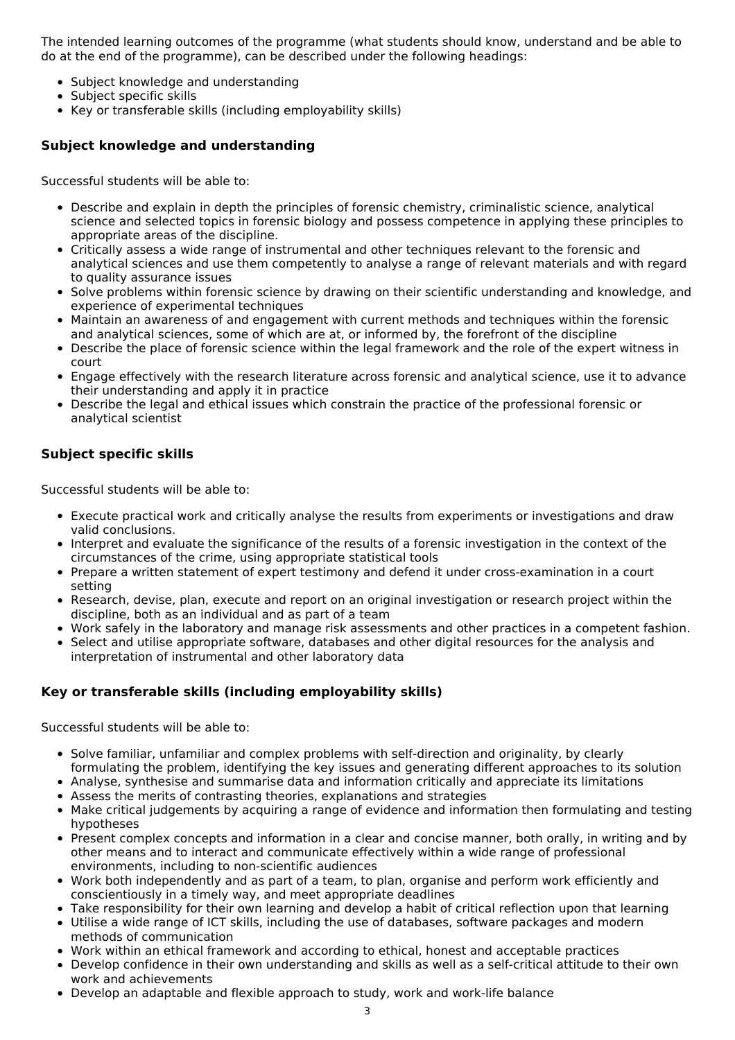The intended learning outcomes of the programme (what students should know, understand and be able to do at the end of the programme), can be described under the following headings:

- Subject knowledge and understanding
- Subject specific skills
- Key or transferable skills (including employability skills)

### Subject knowledge and understanding

Successful students will be able to:

- Describe and explain in depth the principles of forensic chemistry, criminalistic science, analytical science and selected topics in forensic biology and possess competence in applying these principles to appropriate areas of the discipline.
- Critically assess a wide range of instrumental and other techniques relevant to the forensic and analytical sciences and use them competently to analyse a range of relevant materials and with regard to quality assurance issues
- Solve problems within forensic science by drawing on their scientific understanding and knowledge, and experience of experimental techniques
- Maintain an awareness of and engagement with current methods and techniques within the forensic and analytical sciences, some of which are at, or informed by, the forefront of the discipline
- Describe the place of forensic science within the legal framework and the role of the expert witness in court
- Engage effectively with the research literature across forensic and analytical science, use it to advance their understanding and apply it in practice
- Describe the legal and ethical issues which constrain the practice of the professional forensic or analytical scientist

### Subject specific skills

Successful students will be able to:

- Execute practical work and critically analyse the results from experiments or investigations and draw valid conclusions.
- Interpret and evaluate the significance of the results of a forensic investigation in the context of the circumstances of the crime, using appropriate statistical tools
- Prepare a written statement of expert testimony and defend it under cross-examination in a court setting
- Research, devise, plan, execute and report on an original investigation or research project within the discipline, both as an individual and as part of a team
- Work safely in the laboratory and manage risk assessments and other practices in a competent fashion.
- Select and utilise appropriate software, databases and other digital resources for the analysis and interpretation of instrumental and other laboratory data

### Key or transferable skills (including employability skills)

Successful students will be able to:

- Solve familiar, unfamiliar and complex problems with self-direction and originality, by clearly formulating the problem, identifying the key issues and generating different approaches to its solution
- Analyse, synthesise and summarise data and information critically and appreciate its limitations
- Assess the merits of contrasting theories, explanations and strategies
- Make critical judgements by acquiring a range of evidence and information then formulating and testing hypotheses
- Present complex concepts and information in a clear and concise manner, both orally, in writing and by other means and to interact and communicate effectively within a wide range of professional environments, including to non-scientific audiences
- Work both independently and as part of a team, to plan, organise and perform work efficiently and conscientiously in a timely way, and meet appropriate deadlines
- Take responsibility for their own learning and develop a habit of critical reflection upon that learning
- Utilise a wide range of ICT skills, including the use of databases, software packages and modern methods of communication
- Work within an ethical framework and according to ethical, honest and acceptable practices
- Develop confidence in their own understanding and skills as well as a self-critical attitude to their own work and achievements
- Develop an adaptable and flexible approach to study, work and work-life balance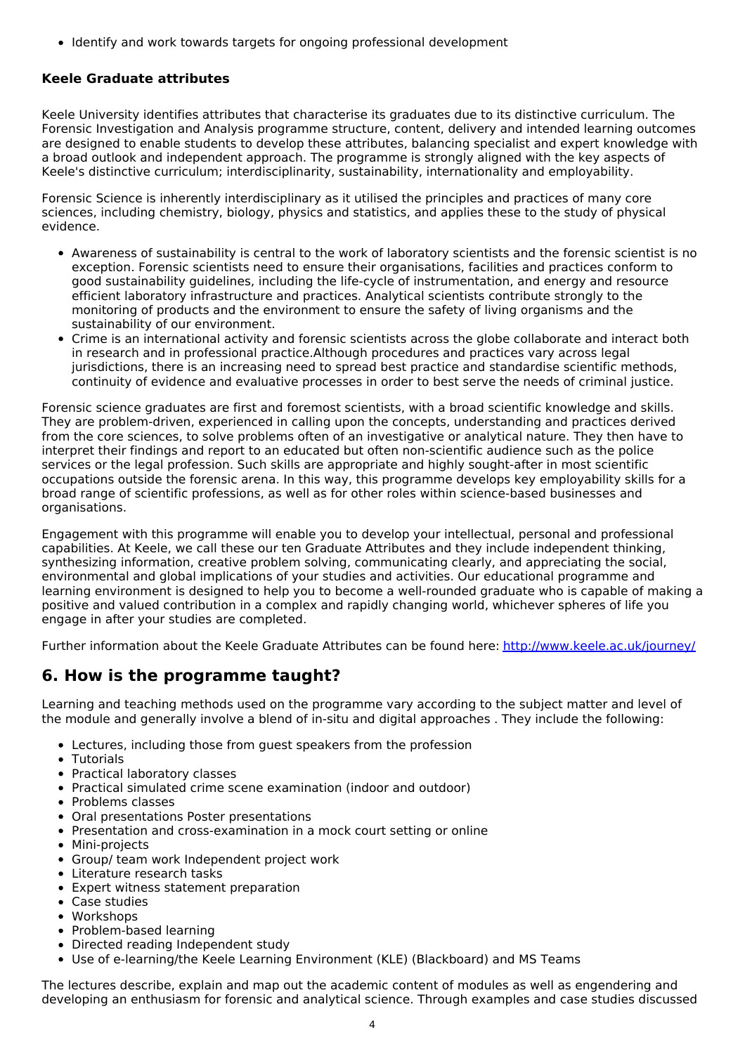- Identify and work towards targets for ongoing professional development

**Keele Graduate attributes**

Keele University identifies attributes that characterise its graduates due to its distinctive curriculum. The Forensic Investigation and Analysis programme structure, content, delivery and intended learning outcomes are designed to enable students to develop these attributes, balancing specialist and expert knowledge with a broad outlook and independent approach. The programme is strongly aligned with the key aspects of Keele's distinctive curriculum; interdisciplinarity, sustainability, internationality and employability.

Forensic Science is inherently interdisciplinary as it utilised the principles and practices of many core sciences, including chemistry, biology, physics and statistics, and applies these to the study of physical evidence.

- Awareness of sustainability is central to the work of laboratory scientists and the forensic scientist is no exception. Forensic scientists need to ensure their organisations, facilities and practices conform to good sustainability guidelines, including the life-cycle of instrumentation, and energy and resource efficient laboratory infrastructure and practices. Analytical scientists contribute strongly to the monitoring of products and the environment to ensure the safety of living organisms and the sustainability of our environment.
- Crime is an international activity and forensic scientists across the globe collaborate and interact both in research and in professional practice.Although procedures and practices vary across legal jurisdictions, there is an increasing need to spread best practice and standardise scientific methods, continuity of evidence and evaluative processes in order to best serve the needs of criminal justice.

Forensic science graduates are first and foremost scientists, with a broad scientific knowledge and skills. They are problem-driven, experienced in calling upon the concepts, understanding and practices derived from the core sciences, to solve problems often of an investigative or analytical nature. They then have to interpret their findings and report to an educated but often non-scientific audience such as the police services or the legal profession. Such skills are appropriate and highly sought-after in most scientific occupations outside the forensic arena. In this way, this programme develops key employability skills for a broad range of scientific professions, as well as for other roles within science-based businesses and organisations.

Engagement with this programme will enable you to develop your intellectual, personal and professional capabilities. At Keele, we call these our ten Graduate Attributes and they include independent thinking, synthesizing information, creative problem solving, communicating clearly, and appreciating the social, environmental and global implications of your studies and activities. Our educational programme and learning environment is designed to help you to become a well-rounded graduate who is capable of making a positive and valued contribution in a complex and rapidly changing world, whichever spheres of life you engage in after your studies are completed.

Further information about the Keele Graduate Attributes can be found here: http://www.keele.ac.uk/journey/

## 6. How is the programme taught?

Learning and teaching methods used on the programme vary according to the subject matter and level of the module and generally involve a blend of in-situ and digital approaches . They include the following:

- Lectures, including those from guest speakers from the profession
- Tutorials
- Practical laboratory classes
- Practical simulated crime scene examination (indoor and outdoor)
- Problems classes
- Oral presentations Poster presentations
- Presentation and cross-examination in a mock court setting or online
- Mini-projects
- Group/ team work Independent project work
- Literature research tasks
- Expert witness statement preparation
- Case studies
- Workshops
- Problem-based learning
- Directed reading Independent study
- Use of e-learning/the Keele Learning Environment (KLE) (Blackboard) and MS Teams

The lectures describe, explain and map out the academic content of modules as well as engendering and developing an enthusiasm for forensic and analytical science. Through examples and case studies discussed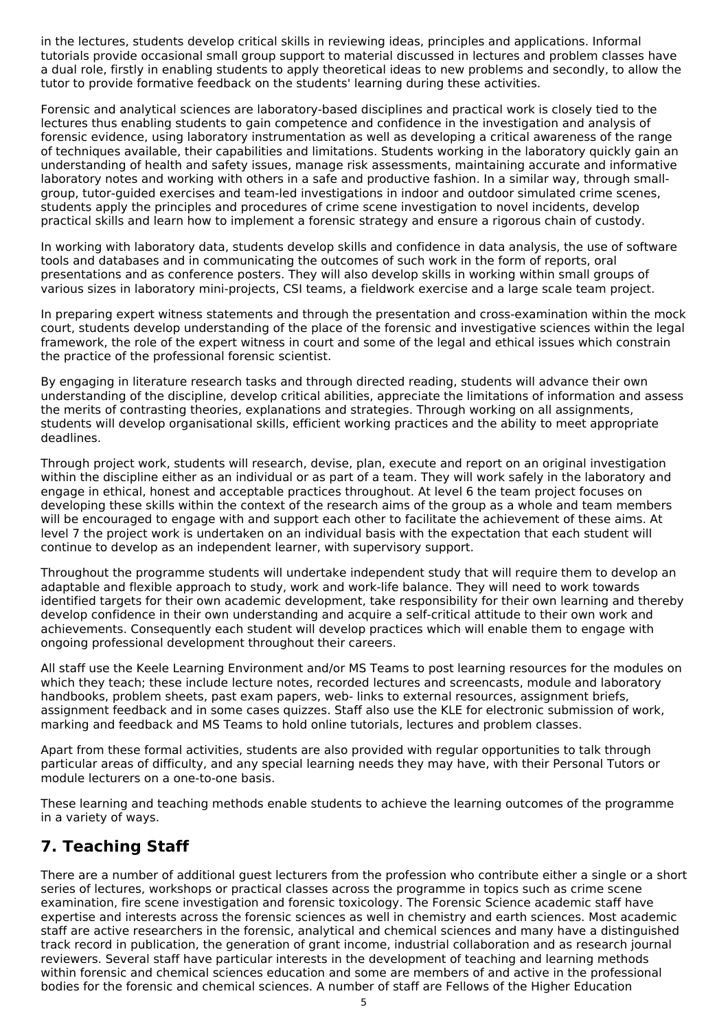in the lectures, students develop critical skills in reviewing ideas, principles and applications. Informal tutorials provide occasional small group support to material discussed in lectures and problem classes have a dual role, firstly in enabling students to apply theoretical ideas to new problems and secondly, to allow the tutor to provide formative feedback on the students' learning during these activities.

Forensic and analytical sciences are laboratory-based disciplines and practical work is closely tied to the lectures thus enabling students to gain competence and confidence in the investigation and analysis of forensic evidence, using laboratory instrumentation as well as developing a critical awareness of the range of techniques available, their capabilities and limitations. Students working in the laboratory quickly gain an understanding of health and safety issues, manage risk assessments, maintaining accurate and informative laboratory notes and working with others in a safe and productive fashion. In a similar way, through small-group, tutor-guided exercises and team-led investigations in indoor and outdoor simulated crime scenes, students apply the principles and procedures of crime scene investigation to novel incidents, develop practical skills and learn how to implement a forensic strategy and ensure a rigorous chain of custody.

In working with laboratory data, students develop skills and confidence in data analysis, the use of software tools and databases and in communicating the outcomes of such work in the form of reports, oral presentations and as conference posters. They will also develop skills in working within small groups of various sizes in laboratory mini-projects, CSI teams, a fieldwork exercise and a large scale team project.

In preparing expert witness statements and through the presentation and cross-examination within the mock court, students develop understanding of the place of the forensic and investigative sciences within the legal framework, the role of the expert witness in court and some of the legal and ethical issues which constrain the practice of the professional forensic scientist.

By engaging in literature research tasks and through directed reading, students will advance their own understanding of the discipline, develop critical abilities, appreciate the limitations of information and assess the merits of contrasting theories, explanations and strategies. Through working on all assignments, students will develop organisational skills, efficient working practices and the ability to meet appropriate deadlines.

Through project work, students will research, devise, plan, execute and report on an original investigation within the discipline either as an individual or as part of a team. They will work safely in the laboratory and engage in ethical, honest and acceptable practices throughout. At level 6 the team project focuses on developing these skills within the context of the research aims of the group as a whole and team members will be encouraged to engage with and support each other to facilitate the achievement of these aims. At level 7 the project work is undertaken on an individual basis with the expectation that each student will continue to develop as an independent learner, with supervisory support.

Throughout the programme students will undertake independent study that will require them to develop an adaptable and flexible approach to study, work and work-life balance. They will need to work towards identified targets for their own academic development, take responsibility for their own learning and thereby develop confidence in their own understanding and acquire a self-critical attitude to their own work and achievements. Consequently each student will develop practices which will enable them to engage with ongoing professional development throughout their careers.

All staff use the Keele Learning Environment and/or MS Teams to post learning resources for the modules on which they teach; these include lecture notes, recorded lectures and screencasts, module and laboratory handbooks, problem sheets, past exam papers, web- links to external resources, assignment briefs, assignment feedback and in some cases quizzes. Staff also use the KLE for electronic submission of work, marking and feedback and MS Teams to hold online tutorials, lectures and problem classes.

Apart from these formal activities, students are also provided with regular opportunities to talk through particular areas of difficulty, and any special learning needs they may have, with their Personal Tutors or module lecturers on a one-to-one basis.

These learning and teaching methods enable students to achieve the learning outcomes of the programme in a variety of ways.

## 7. Teaching Staff

There are a number of additional guest lecturers from the profession who contribute either a single or a short series of lectures, workshops or practical classes across the programme in topics such as crime scene examination, fire scene investigation and forensic toxicology. The Forensic Science academic staff have expertise and interests across the forensic sciences as well in chemistry and earth sciences. Most academic staff are active researchers in the forensic, analytical and chemical sciences and many have a distinguished track record in publication, the generation of grant income, industrial collaboration and as research journal reviewers. Several staff have particular interests in the development of teaching and learning methods within forensic and chemical sciences education and some are members of and active in the professional bodies for the forensic and chemical sciences. A number of staff are Fellows of the Higher Education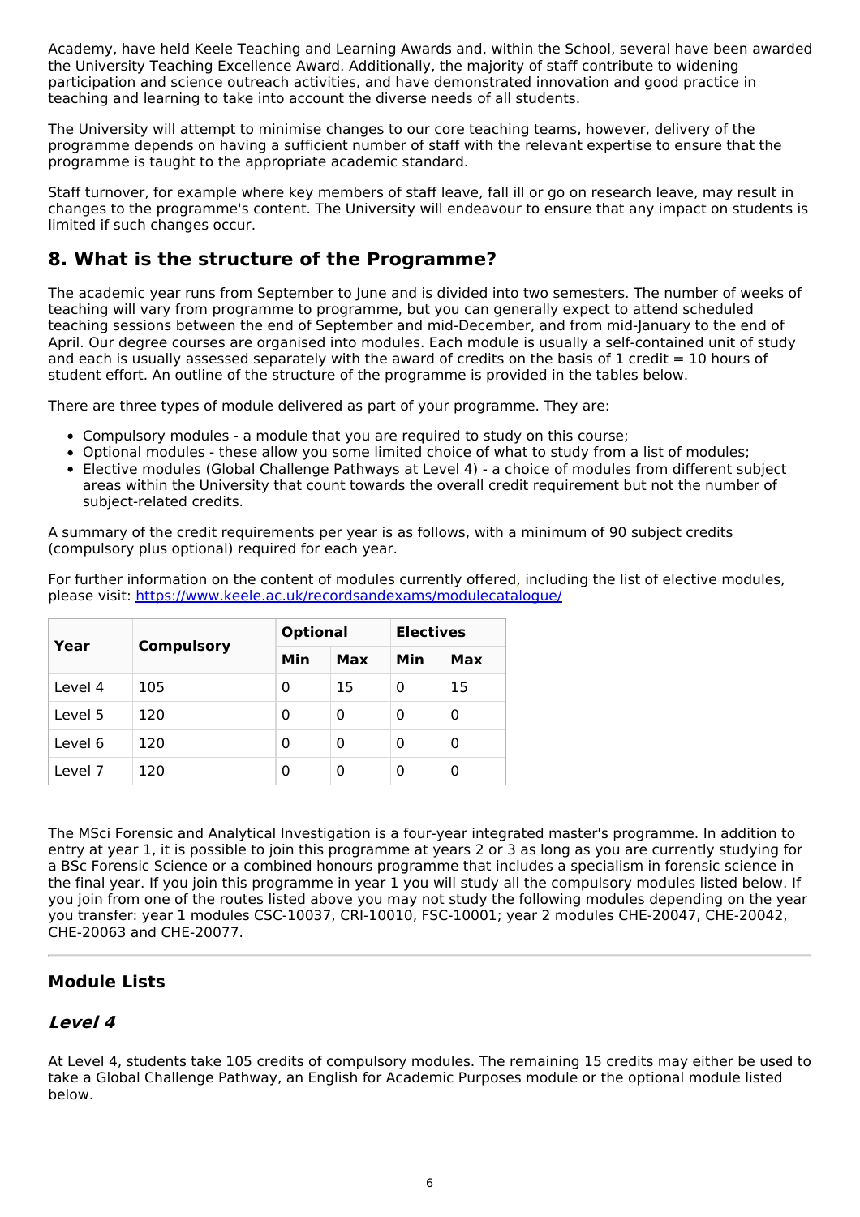Academy, have held Keele Teaching and Learning Awards and, within the School, several have been awarded the University Teaching Excellence Award. Additionally, the majority of staff contribute to widening participation and science outreach activities, and have demonstrated innovation and good practice in teaching and learning to take into account the diverse needs of all students.

The University will attempt to minimise changes to our core teaching teams, however, delivery of the programme depends on having a sufficient number of staff with the relevant expertise to ensure that the programme is taught to the appropriate academic standard.

Staff turnover, for example where key members of staff leave, fall ill or go on research leave, may result in changes to the programme's content. The University will endeavour to ensure that any impact on students is limited if such changes occur.

## 8. What is the structure of the Programme?

The academic year runs from September to June and is divided into two semesters. The number of weeks of teaching will vary from programme to programme, but you can generally expect to attend scheduled teaching sessions between the end of September and mid-December, and from mid-January to the end of April. Our degree courses are organised into modules. Each module is usually a self-contained unit of study and each is usually assessed separately with the award of credits on the basis of 1 credit = 10 hours of student effort. An outline of the structure of the programme is provided in the tables below.

There are three types of module delivered as part of your programme. They are:

- Compulsory modules - a module that you are required to study on this course;
- Optional modules - these allow you some limited choice of what to study from a list of modules;
- Elective modules (Global Challenge Pathways at Level 4) - a choice of modules from different subject areas within the University that count towards the overall credit requirement but not the number of subject-related credits.

A summary of the credit requirements per year is as follows, with a minimum of 90 subject credits (compulsory plus optional) required for each year.

For further information on the content of modules currently offered, including the list of elective modules, please visit: [https://www.keele.ac.uk/recordsandexams/modulecatalogue/](https://www.keele.ac.uk/recordsandexams/modulecatalogue/)

| Year | Compulsory | Optional | | Electives | |
|---|---|---|---|---|---|
| | | Min | Max | Min | Max |
| Level 4 | 105 | 0 | 15 | 0 | 15 |
| Level 5 | 120 | 0 | 0 | 0 | 0 |
| Level 6 | 120 | 0 | 0 | 0 | 0 |
| Level 7 | 120 | 0 | 0 | 0 | 0 |

The MSci Forensic and Analytical Investigation is a four-year integrated master's programme. In addition to entry at year 1, it is possible to join this programme at years 2 or 3 as long as you are currently studying for a BSc Forensic Science or a combined honours programme that includes a specialism in forensic science in the final year. If you join this programme in year 1 you will study all the compulsory modules listed below. If you join from one of the routes listed above you may not study the following modules depending on the year you transfer: year 1 modules CSC-10037, CRI-10010, FSC-10001; year 2 modules CHE-20047, CHE-20042, CHE-20063 and CHE-20077.

---

### Module Lists

### *Level 4*

At Level 4, students take 105 credits of compulsory modules. The remaining 15 credits may either be used to take a Global Challenge Pathway, an English for Academic Purposes module or the optional module listed below.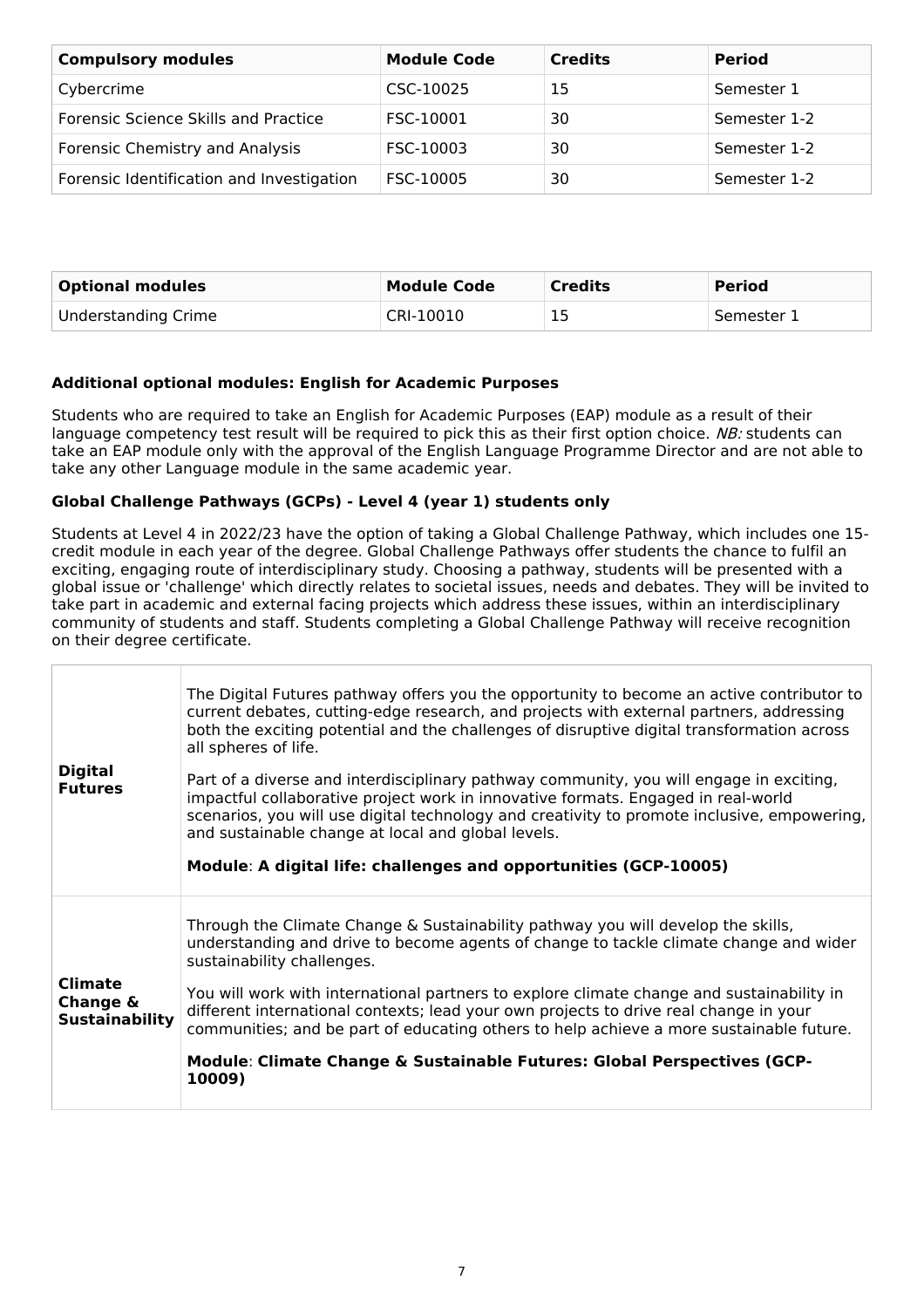| Compulsory modules | Module Code | Credits | Period |
| --- | --- | --- | --- |
| Cybercrime | CSC-10025 | 15 | Semester 1 |
| Forensic Science Skills and Practice | FSC-10001 | 30 | Semester 1-2 |
| Forensic Chemistry and Analysis | FSC-10003 | 30 | Semester 1-2 |
| Forensic Identification and Investigation | FSC-10005 | 30 | Semester 1-2 |

| Optional modules | Module Code | Credits | Period |
| --- | --- | --- | --- |
| Understanding Crime | CRI-10010 | 15 | Semester 1 |

**Additional optional modules: English for Academic Purposes**

Students who are required to take an English for Academic Purposes (EAP) module as a result of their language competency test result will be required to pick this as their first option choice. *NB:* students can take an EAP module only with the approval of the English Language Programme Director and are not able to take any other Language module in the same academic year.

**Global Challenge Pathways (GCPs) - Level 4 (year 1) students only**

Students at Level 4 in 2022/23 have the option of taking a Global Challenge Pathway, which includes one 15-credit module in each year of the degree. Global Challenge Pathways offer students the chance to fulfil an exciting, engaging route of interdisciplinary study. Choosing a pathway, students will be presented with a global issue or 'challenge' which directly relates to societal issues, needs and debates. They will be invited to take part in academic and external facing projects which address these issues, within an interdisciplinary community of students and staff. Students completing a Global Challenge Pathway will receive recognition on their degree certificate.

| | |
| --- | --- |
| **Digital Futures** | The Digital Futures pathway offers you the opportunity to become an active contributor to current debates, cutting-edge research, and projects with external partners, addressing both the exciting potential and the challenges of disruptive digital transformation across all spheres of life.<br><br>Part of a diverse and interdisciplinary pathway community, you will engage in exciting, impactful collaborative project work in innovative formats. Engaged in real-world scenarios, you will use digital technology and creativity to promote inclusive, empowering, and sustainable change at local and global levels.<br><br>**Module**: **A digital life: challenges and opportunities (GCP-10005)** |
| **Climate Change & Sustainability** | Through the Climate Change & Sustainability pathway you will develop the skills, understanding and drive to become agents of change to tackle climate change and wider sustainability challenges.<br><br>You will work with international partners to explore climate change and sustainability in different international contexts; lead your own projects to drive real change in your communities; and be part of educating others to help achieve a more sustainable future.<br><br>**Module**: **Climate Change & Sustainable Futures: Global Perspectives (GCP-10009)** |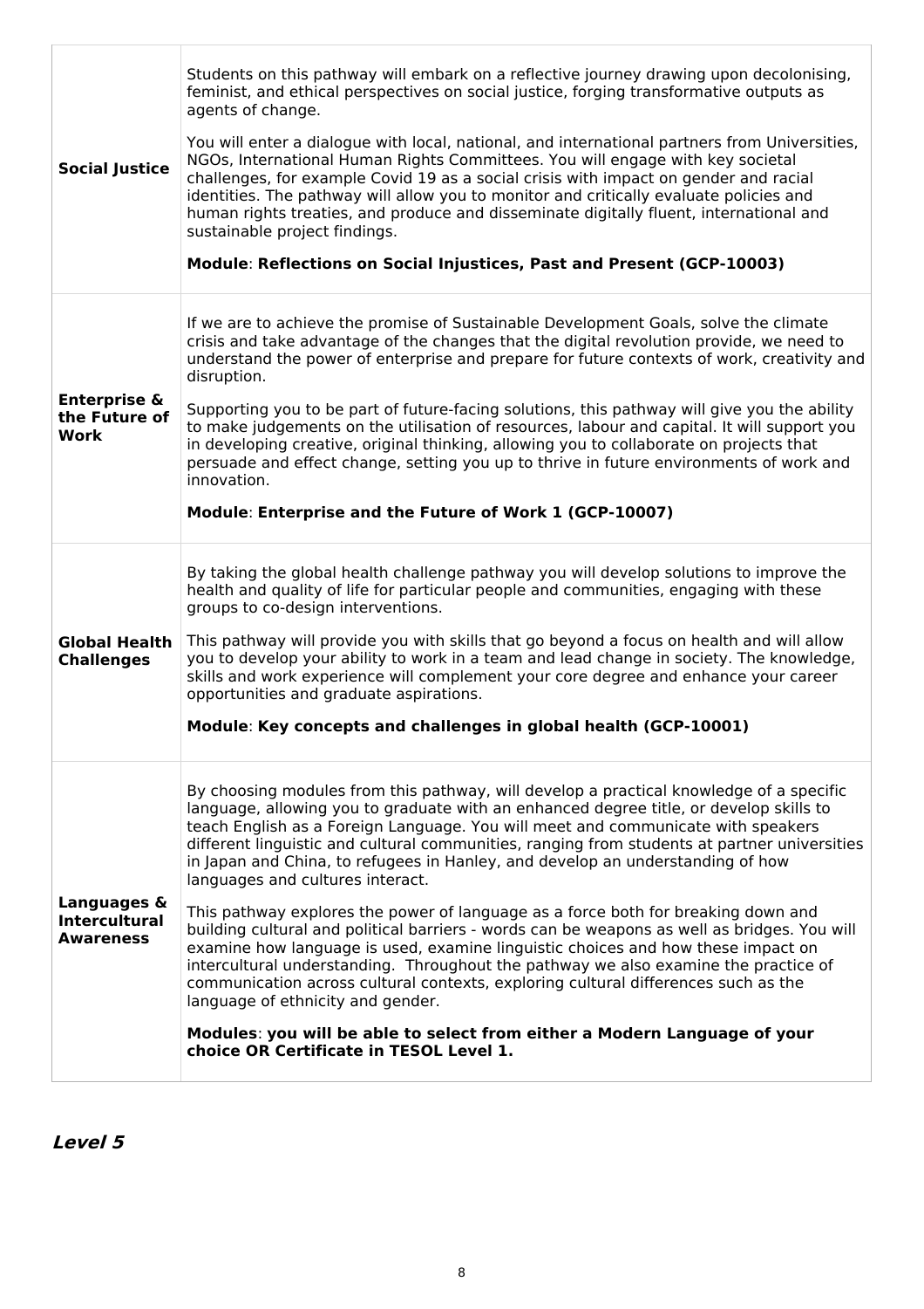| | |
|---|---|
| **Social Justice** | Students on this pathway will embark on a reflective journey drawing upon decolonising, feminist, and ethical perspectives on social justice, forging transformative outputs as agents of change.<br><br>You will enter a dialogue with local, national, and international partners from Universities, NGOs, International Human Rights Committees. You will engage with key societal challenges, for example Covid 19 as a social crisis with impact on gender and racial identities. The pathway will allow you to monitor and critically evaluate policies and human rights treaties, and produce and disseminate digitally fluent, international and sustainable project findings.<br><br>**Module**: **Reflections on Social Injustices, Past and Present (GCP-10003)** |
| **Enterprise & the Future of Work** | If we are to achieve the promise of Sustainable Development Goals, solve the climate crisis and take advantage of the changes that the digital revolution provide, we need to understand the power of enterprise and prepare for future contexts of work, creativity and disruption.<br><br>Supporting you to be part of future-facing solutions, this pathway will give you the ability to make judgements on the utilisation of resources, labour and capital. It will support you in developing creative, original thinking, allowing you to collaborate on projects that persuade and effect change, setting you up to thrive in future environments of work and innovation.<br><br>**Module**: **Enterprise and the Future of Work 1 (GCP-10007)** |
| **Global Health Challenges** | By taking the global health challenge pathway you will develop solutions to improve the health and quality of life for particular people and communities, engaging with these groups to co-design interventions.<br><br>This pathway will provide you with skills that go beyond a focus on health and will allow you to develop your ability to work in a team and lead change in society. The knowledge, skills and work experience will complement your core degree and enhance your career opportunities and graduate aspirations.<br><br>**Module**: **Key concepts and challenges in global health (GCP-10001)** |
| **Languages & Intercultural Awareness** | By choosing modules from this pathway, will develop a practical knowledge of a specific language, allowing you to graduate with an enhanced degree title, or develop skills to teach English as a Foreign Language. You will meet and communicate with speakers different linguistic and cultural communities, ranging from students at partner universities in Japan and China, to refugees in Hanley, and develop an understanding of how languages and cultures interact.<br><br>This pathway explores the power of language as a force both for breaking down and building cultural and political barriers - words can be weapons as well as bridges. You will examine how language is used, examine linguistic choices and how these impact on intercultural understanding. Throughout the pathway we also examine the practice of communication across cultural contexts, exploring cultural differences such as the language of ethnicity and gender.<br><br>**Modules**: **you will be able to select from either a Modern Language of your choice OR Certificate in TESOL Level 1.** |

### *Level 5*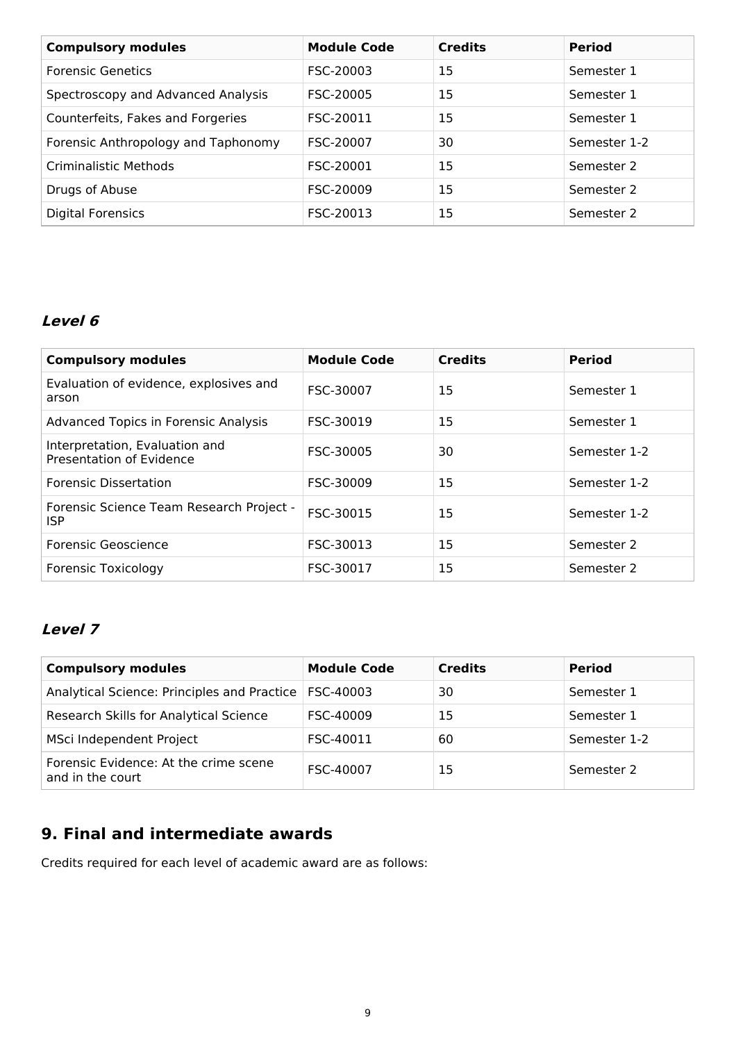| Compulsory modules | Module Code | Credits | Period |
|---|---|---|---|
| Forensic Genetics | FSC-20003 | 15 | Semester 1 |
| Spectroscopy and Advanced Analysis | FSC-20005 | 15 | Semester 1 |
| Counterfeits, Fakes and Forgeries | FSC-20011 | 15 | Semester 1 |
| Forensic Anthropology and Taphonomy | FSC-20007 | 30 | Semester 1-2 |
| Criminalistic Methods | FSC-20001 | 15 | Semester 2 |
| Drugs of Abuse | FSC-20009 | 15 | Semester 2 |
| Digital Forensics | FSC-20013 | 15 | Semester 2 |

### *Level 6*

| Compulsory modules | Module Code | Credits | Period |
|---|---|---|---|
| Evaluation of evidence, explosives and arson | FSC-30007 | 15 | Semester 1 |
| Advanced Topics in Forensic Analysis | FSC-30019 | 15 | Semester 1 |
| Interpretation, Evaluation and Presentation of Evidence | FSC-30005 | 30 | Semester 1-2 |
| Forensic Dissertation | FSC-30009 | 15 | Semester 1-2 |
| Forensic Science Team Research Project - ISP | FSC-30015 | 15 | Semester 1-2 |
| Forensic Geoscience | FSC-30013 | 15 | Semester 2 |
| Forensic Toxicology | FSC-30017 | 15 | Semester 2 |

### *Level 7*

| Compulsory modules | Module Code | Credits | Period |
|---|---|---|---|
| Analytical Science: Principles and Practice | FSC-40003 | 30 | Semester 1 |
| Research Skills for Analytical Science | FSC-40009 | 15 | Semester 1 |
| MSci Independent Project | FSC-40011 | 60 | Semester 1-2 |
| Forensic Evidence: At the crime scene and in the court | FSC-40007 | 15 | Semester 2 |

## 9. Final and intermediate awards

Credits required for each level of academic award are as follows: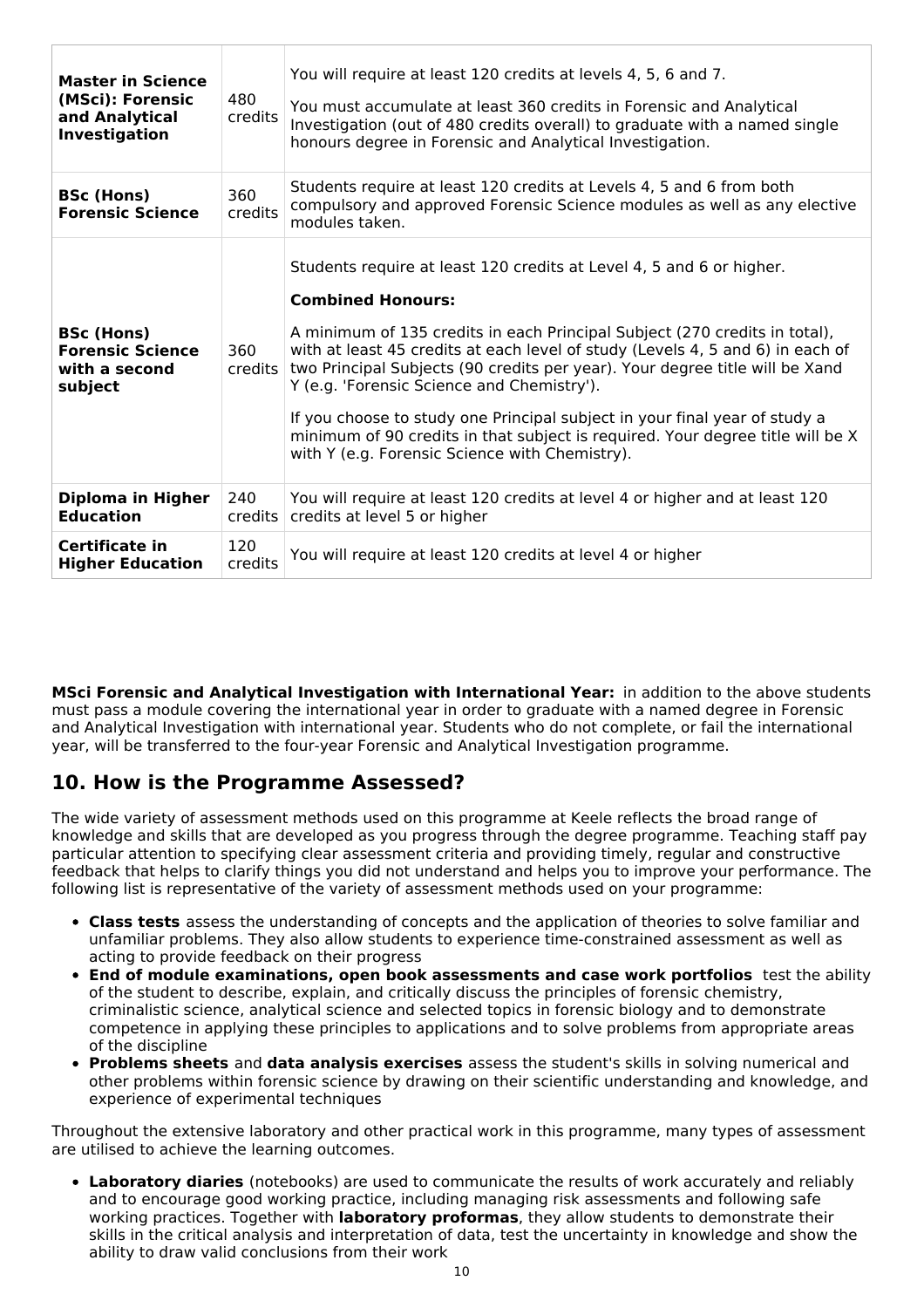| | | |
|---|---|---|
| **Master in Science (MSci): Forensic and Analytical Investigation** | 480 credits | You will require at least 120 credits at levels 4, 5, 6 and 7.<br><br>You must accumulate at least 360 credits in Forensic and Analytical Investigation (out of 480 credits overall) to graduate with a named single honours degree in Forensic and Analytical Investigation. |
| **BSc (Hons) Forensic Science** | 360 credits | Students require at least 120 credits at Levels 4, 5 and 6 from both compulsory and approved Forensic Science modules as well as any elective modules taken. |
| **BSc (Hons) Forensic Science with a second subject** | 360 credits | Students require at least 120 credits at Level 4, 5 and 6 or higher.<br><br>**Combined Honours:**<br><br>A minimum of 135 credits in each Principal Subject (270 credits in total), with at least 45 credits at each level of study (Levels 4, 5 and 6) in each of two Principal Subjects (90 credits per year). Your degree title will be Xand Y (e.g. 'Forensic Science and Chemistry').<br><br>If you choose to study one Principal subject in your final year of study a minimum of 90 credits in that subject is required. Your degree title will be X with Y (e.g. Forensic Science with Chemistry). |
| **Diploma in Higher Education** | 240 credits | You will require at least 120 credits at level 4 or higher and at least 120 credits at level 5 or higher |
| **Certificate in Higher Education** | 120 credits | You will require at least 120 credits at level 4 or higher |

**MSci Forensic and Analytical Investigation with International Year:** in addition to the above students must pass a module covering the international year in order to graduate with a named degree in Forensic and Analytical Investigation with international year. Students who do not complete, or fail the international year, will be transferred to the four-year Forensic and Analytical Investigation programme.

## 10. How is the Programme Assessed?

The wide variety of assessment methods used on this programme at Keele reflects the broad range of knowledge and skills that are developed as you progress through the degree programme. Teaching staff pay particular attention to specifying clear assessment criteria and providing timely, regular and constructive feedback that helps to clarify things you did not understand and helps you to improve your performance. The following list is representative of the variety of assessment methods used on your programme:

- **Class tests** assess the understanding of concepts and the application of theories to solve familiar and unfamiliar problems. They also allow students to experience time-constrained assessment as well as acting to provide feedback on their progress
- **End of module examinations, open book assessments and case work portfolios** test the ability of the student to describe, explain, and critically discuss the principles of forensic chemistry, criminalistic science, analytical science and selected topics in forensic biology and to demonstrate competence in applying these principles to applications and to solve problems from appropriate areas of the discipline
- **Problems sheets** and **data analysis exercises** assess the student's skills in solving numerical and other problems within forensic science by drawing on their scientific understanding and knowledge, and experience of experimental techniques

Throughout the extensive laboratory and other practical work in this programme, many types of assessment are utilised to achieve the learning outcomes.

- **Laboratory diaries** (notebooks) are used to communicate the results of work accurately and reliably and to encourage good working practice, including managing risk assessments and following safe working practices. Together with **laboratory proformas**, they allow students to demonstrate their skills in the critical analysis and interpretation of data, test the uncertainty in knowledge and show the ability to draw valid conclusions from their work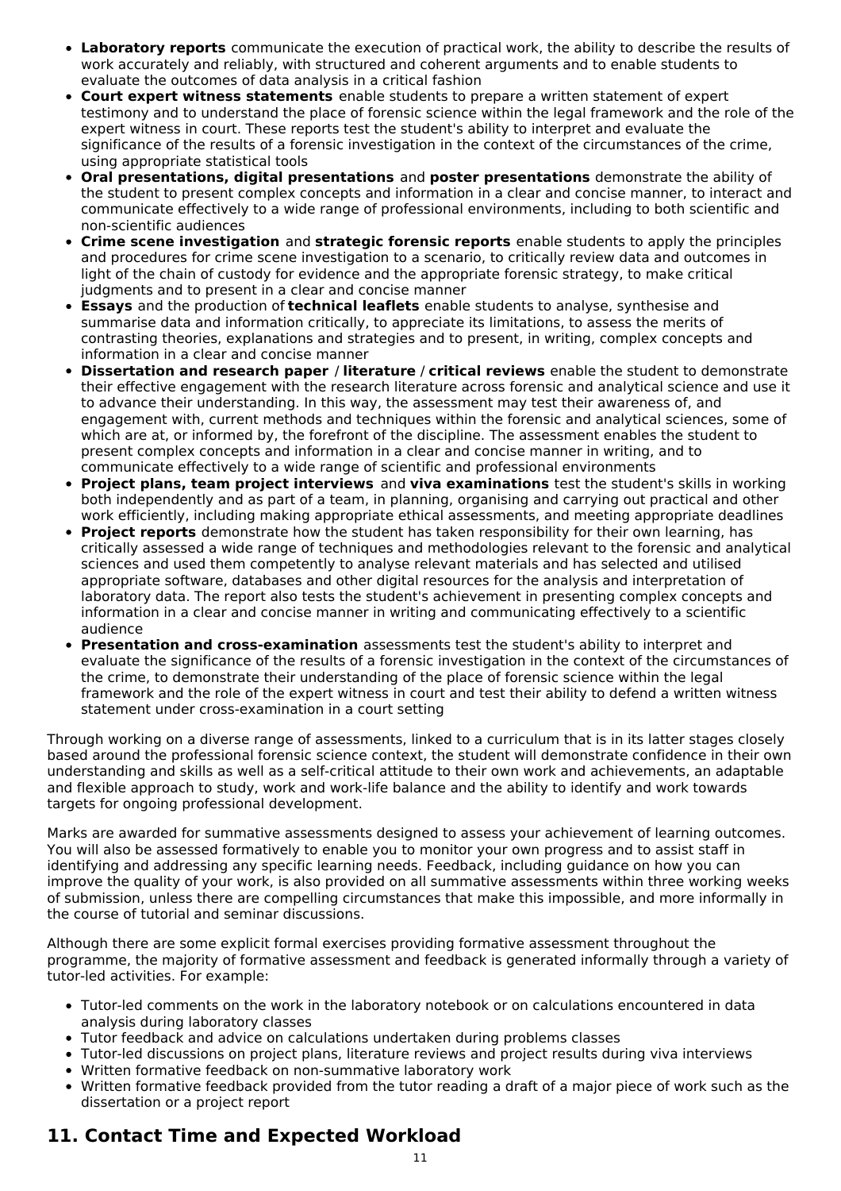- **Laboratory reports** communicate the execution of practical work, the ability to describe the results of work accurately and reliably, with structured and coherent arguments and to enable students to evaluate the outcomes of data analysis in a critical fashion
- **Court expert witness statements** enable students to prepare a written statement of expert testimony and to understand the place of forensic science within the legal framework and the role of the expert witness in court. These reports test the student's ability to interpret and evaluate the significance of the results of a forensic investigation in the context of the circumstances of the crime, using appropriate statistical tools
- **Oral presentations, digital presentations** and **poster presentations** demonstrate the ability of the student to present complex concepts and information in a clear and concise manner, to interact and communicate effectively to a wide range of professional environments, including to both scientific and non-scientific audiences
- **Crime scene investigation** and **strategic forensic reports** enable students to apply the principles and procedures for crime scene investigation to a scenario, to critically review data and outcomes in light of the chain of custody for evidence and the appropriate forensic strategy, to make critical judgments and to present in a clear and concise manner
- **Essays** and the production of **technical leaflets** enable students to analyse, synthesise and summarise data and information critically, to appreciate its limitations, to assess the merits of contrasting theories, explanations and strategies and to present, in writing, complex concepts and information in a clear and concise manner
- **Dissertation and research paper / literature / critical reviews** enable the student to demonstrate their effective engagement with the research literature across forensic and analytical science and use it to advance their understanding. In this way, the assessment may test their awareness of, and engagement with, current methods and techniques within the forensic and analytical sciences, some of which are at, or informed by, the forefront of the discipline. The assessment enables the student to present complex concepts and information in a clear and concise manner in writing, and to communicate effectively to a wide range of scientific and professional environments
- **Project plans, team project interviews** and **viva examinations** test the student's skills in working both independently and as part of a team, in planning, organising and carrying out practical and other work efficiently, including making appropriate ethical assessments, and meeting appropriate deadlines
- **Project reports** demonstrate how the student has taken responsibility for their own learning, has critically assessed a wide range of techniques and methodologies relevant to the forensic and analytical sciences and used them competently to analyse relevant materials and has selected and utilised appropriate software, databases and other digital resources for the analysis and interpretation of laboratory data. The report also tests the student's achievement in presenting complex concepts and information in a clear and concise manner in writing and communicating effectively to a scientific audience
- **Presentation and cross-examination** assessments test the student's ability to interpret and evaluate the significance of the results of a forensic investigation in the context of the circumstances of the crime, to demonstrate their understanding of the place of forensic science within the legal framework and the role of the expert witness in court and test their ability to defend a written witness statement under cross-examination in a court setting

Through working on a diverse range of assessments, linked to a curriculum that is in its latter stages closely based around the professional forensic science context, the student will demonstrate confidence in their own understanding and skills as well as a self-critical attitude to their own work and achievements, an adaptable and flexible approach to study, work and work-life balance and the ability to identify and work towards targets for ongoing professional development.

Marks are awarded for summative assessments designed to assess your achievement of learning outcomes. You will also be assessed formatively to enable you to monitor your own progress and to assist staff in identifying and addressing any specific learning needs. Feedback, including guidance on how you can improve the quality of your work, is also provided on all summative assessments within three working weeks of submission, unless there are compelling circumstances that make this impossible, and more informally in the course of tutorial and seminar discussions.

Although there are some explicit formal exercises providing formative assessment throughout the programme, the majority of formative assessment and feedback is generated informally through a variety of tutor-led activities. For example:

- Tutor-led comments on the work in the laboratory notebook or on calculations encountered in data analysis during laboratory classes
- Tutor feedback and advice on calculations undertaken during problems classes
- Tutor-led discussions on project plans, literature reviews and project results during viva interviews
- Written formative feedback on non-summative laboratory work
- Written formative feedback provided from the tutor reading a draft of a major piece of work such as the dissertation or a project report

## 11. Contact Time and Expected Workload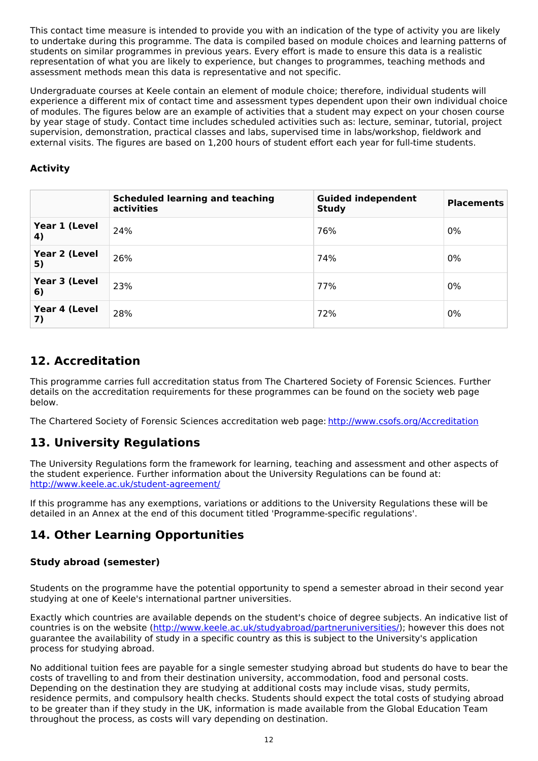This contact time measure is intended to provide you with an indication of the type of activity you are likely to undertake during this programme. The data is compiled based on module choices and learning patterns of students on similar programmes in previous years. Every effort is made to ensure this data is a realistic representation of what you are likely to experience, but changes to programmes, teaching methods and assessment methods mean this data is representative and not specific.

Undergraduate courses at Keele contain an element of module choice; therefore, individual students will experience a different mix of contact time and assessment types dependent upon their own individual choice of modules. The figures below are an example of activities that a student may expect on your chosen course by year stage of study. Contact time includes scheduled activities such as: lecture, seminar, tutorial, project supervision, demonstration, practical classes and labs, supervised time in labs/workshop, fieldwork and external visits. The figures are based on 1,200 hours of student effort each year for full-time students.

### Activity

| | Scheduled learning and teaching activities | Guided independent Study | Placements |
|---|---|---|---|
| **Year 1 (Level 4)** | 24% | 76% | 0% |
| **Year 2 (Level 5)** | 26% | 74% | 0% |
| **Year 3 (Level 6)** | 23% | 77% | 0% |
| **Year 4 (Level 7)** | 28% | 72% | 0% |

## 12. Accreditation

This programme carries full accreditation status from The Chartered Society of Forensic Sciences. Further details on the accreditation requirements for these programmes can be found on the society web page below.

The Chartered Society of Forensic Sciences accreditation web page: http://www.csofs.org/Accreditation

## 13. University Regulations

The University Regulations form the framework for learning, teaching and assessment and other aspects of the student experience. Further information about the University Regulations can be found at: http://www.keele.ac.uk/student-agreement/

If this programme has any exemptions, variations or additions to the University Regulations these will be detailed in an Annex at the end of this document titled 'Programme-specific regulations'.

## 14. Other Learning Opportunities

### Study abroad (semester)

Students on the programme have the potential opportunity to spend a semester abroad in their second year studying at one of Keele's international partner universities.

Exactly which countries are available depends on the student's choice of degree subjects. An indicative list of countries is on the website (http://www.keele.ac.uk/studyabroad/partneruniversities/); however this does not guarantee the availability of study in a specific country as this is subject to the University's application process for studying abroad.

No additional tuition fees are payable for a single semester studying abroad but students do have to bear the costs of travelling to and from their destination university, accommodation, food and personal costs. Depending on the destination they are studying at additional costs may include visas, study permits, residence permits, and compulsory health checks. Students should expect the total costs of studying abroad to be greater than if they study in the UK, information is made available from the Global Education Team throughout the process, as costs will vary depending on destination.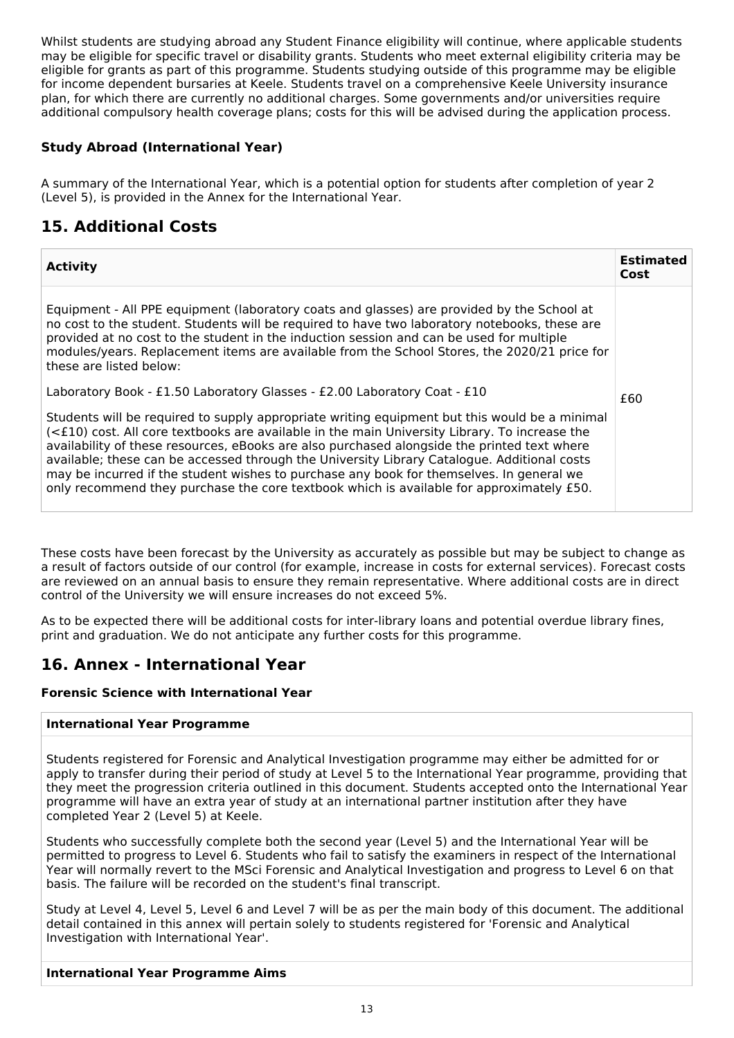Whilst students are studying abroad any Student Finance eligibility will continue, where applicable students may be eligible for specific travel or disability grants. Students who meet external eligibility criteria may be eligible for grants as part of this programme. Students studying outside of this programme may be eligible for income dependent bursaries at Keele. Students travel on a comprehensive Keele University insurance plan, for which there are currently no additional charges. Some governments and/or universities require additional compulsory health coverage plans; costs for this will be advised during the application process.

### Study Abroad (International Year)

A summary of the International Year, which is a potential option for students after completion of year 2 (Level 5), is provided in the Annex for the International Year.

## 15. Additional Costs

| Activity | Estimated Cost |
| --- | --- |
| Equipment - All PPE equipment (laboratory coats and glasses) are provided by the School at no cost to the student. Students will be required to have two laboratory notebooks, these are provided at no cost to the student in the induction session and can be used for multiple modules/years. Replacement items are available from the School Stores, the 2020/21 price for these are listed below:<br><br>Laboratory Book - £1.50 Laboratory Glasses - £2.00 Laboratory Coat - £10<br><br>Students will be required to supply appropriate writing equipment but this would be a minimal (<£10) cost. All core textbooks are available in the main University Library. To increase the availability of these resources, eBooks are also purchased alongside the printed text where available; these can be accessed through the University Library Catalogue. Additional costs may be incurred if the student wishes to purchase any book for themselves. In general we only recommend they purchase the core textbook which is available for approximately £50. | £60 |

These costs have been forecast by the University as accurately as possible but may be subject to change as a result of factors outside of our control (for example, increase in costs for external services). Forecast costs are reviewed on an annual basis to ensure they remain representative. Where additional costs are in direct control of the University we will ensure increases do not exceed 5%.

As to be expected there will be additional costs for inter-library loans and potential overdue library fines, print and graduation. We do not anticipate any further costs for this programme.

## 16. Annex - International Year

### Forensic Science with International Year

**International Year Programme**

Students registered for Forensic and Analytical Investigation programme may either be admitted for or apply to transfer during their period of study at Level 5 to the International Year programme, providing that they meet the progression criteria outlined in this document. Students accepted onto the International Year programme will have an extra year of study at an international partner institution after they have completed Year 2 (Level 5) at Keele.

Students who successfully complete both the second year (Level 5) and the International Year will be permitted to progress to Level 6. Students who fail to satisfy the examiners in respect of the International Year will normally revert to the MSci Forensic and Analytical Investigation and progress to Level 6 on that basis. The failure will be recorded on the student's final transcript.

Study at Level 4, Level 5, Level 6 and Level 7 will be as per the main body of this document. The additional detail contained in this annex will pertain solely to students registered for 'Forensic and Analytical Investigation with International Year'.

**International Year Programme Aims**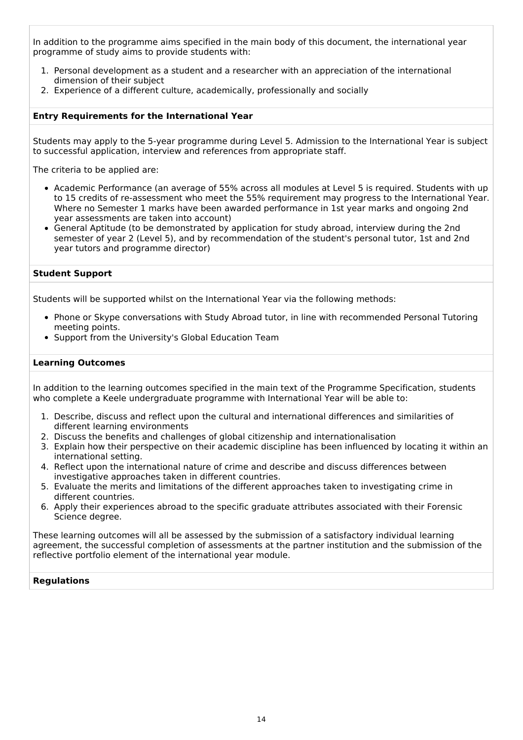In addition to the programme aims specified in the main body of this document, the international year programme of study aims to provide students with:

1. Personal development as a student and a researcher with an appreciation of the international dimension of their subject
2. Experience of a different culture, academically, professionally and socially

**Entry Requirements for the International Year**

Students may apply to the 5-year programme during Level 5. Admission to the International Year is subject to successful application, interview and references from appropriate staff.

The criteria to be applied are:

- Academic Performance (an average of 55% across all modules at Level 5 is required. Students with up to 15 credits of re-assessment who meet the 55% requirement may progress to the International Year. Where no Semester 1 marks have been awarded performance in 1st year marks and ongoing 2nd year assessments are taken into account)
- General Aptitude (to be demonstrated by application for study abroad, interview during the 2nd semester of year 2 (Level 5), and by recommendation of the student's personal tutor, 1st and 2nd year tutors and programme director)

**Student Support**

Students will be supported whilst on the International Year via the following methods:

- Phone or Skype conversations with Study Abroad tutor, in line with recommended Personal Tutoring meeting points.
- Support from the University's Global Education Team

**Learning Outcomes**

In addition to the learning outcomes specified in the main text of the Programme Specification, students who complete a Keele undergraduate programme with International Year will be able to:

1. Describe, discuss and reflect upon the cultural and international differences and similarities of different learning environments
2. Discuss the benefits and challenges of global citizenship and internationalisation
3. Explain how their perspective on their academic discipline has been influenced by locating it within an international setting.
4. Reflect upon the international nature of crime and describe and discuss differences between investigative approaches taken in different countries.
5. Evaluate the merits and limitations of the different approaches taken to investigating crime in different countries.
6. Apply their experiences abroad to the specific graduate attributes associated with their Forensic Science degree.

These learning outcomes will all be assessed by the submission of a satisfactory individual learning agreement, the successful completion of assessments at the partner institution and the submission of the reflective portfolio element of the international year module.

**Regulations**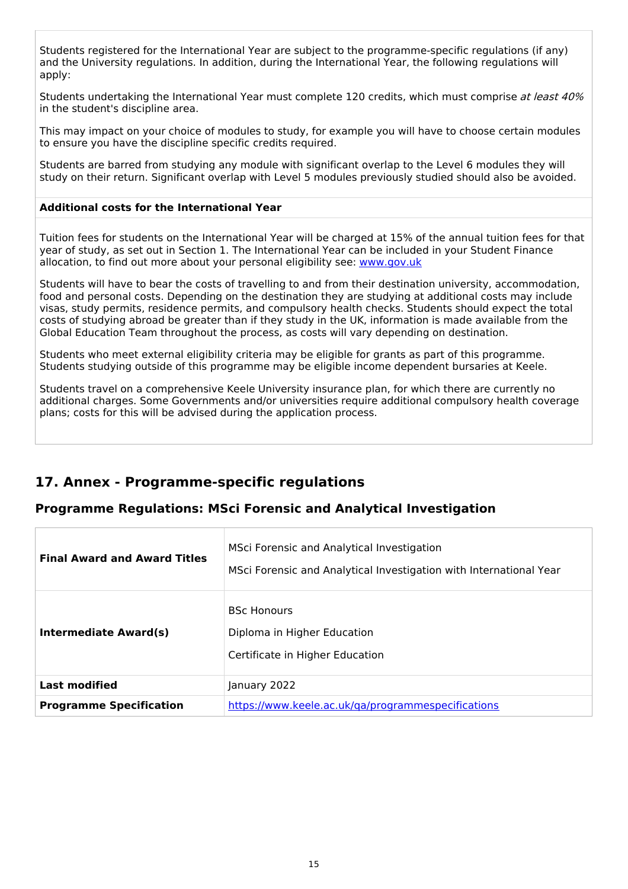Students registered for the International Year are subject to the programme-specific regulations (if any) and the University regulations. In addition, during the International Year, the following regulations will apply:

Students undertaking the International Year must complete 120 credits, which must comprise *at least 40%* in the student's discipline area.

This may impact on your choice of modules to study, for example you will have to choose certain modules to ensure you have the discipline specific credits required.

Students are barred from studying any module with significant overlap to the Level 6 modules they will study on their return. Significant overlap with Level 5 modules previously studied should also be avoided.

**Additional costs for the International Year**

Tuition fees for students on the International Year will be charged at 15% of the annual tuition fees for that year of study, as set out in Section 1. The International Year can be included in your Student Finance allocation, to find out more about your personal eligibility see: [www.gov.uk](www.gov.uk)

Students will have to bear the costs of travelling to and from their destination university, accommodation, food and personal costs. Depending on the destination they are studying at additional costs may include visas, study permits, residence permits, and compulsory health checks. Students should expect the total costs of studying abroad be greater than if they study in the UK, information is made available from the Global Education Team throughout the process, as costs will vary depending on destination.

Students who meet external eligibility criteria may be eligible for grants as part of this programme. Students studying outside of this programme may be eligible income dependent bursaries at Keele.

Students travel on a comprehensive Keele University insurance plan, for which there are currently no additional charges. Some Governments and/or universities require additional compulsory health coverage plans; costs for this will be advised during the application process.

## 17. Annex - Programme-specific regulations

### Programme Regulations: MSci Forensic and Analytical Investigation

| | |
|---|---|
| **Final Award and Award Titles** | MSci Forensic and Analytical Investigation<br>MSci Forensic and Analytical Investigation with International Year |
| **Intermediate Award(s)** | BSc Honours<br>Diploma in Higher Education<br>Certificate in Higher Education |
| **Last modified** | January 2022 |
| **Programme Specification** | [https://www.keele.ac.uk/qa/programmespecifications](https://www.keele.ac.uk/qa/programmespecifications) |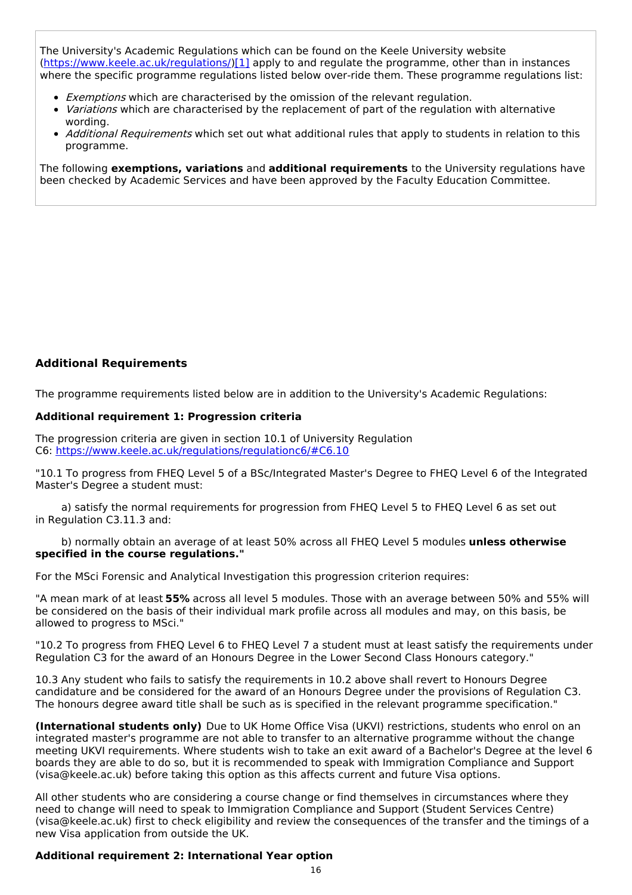The University's Academic Regulations which can be found on the Keele University website (https://www.keele.ac.uk/regulations/)[1] apply to and regulate the programme, other than in instances where the specific programme regulations listed below over-ride them. These programme regulations list:

- *Exemptions* which are characterised by the omission of the relevant regulation.
- *Variations* which are characterised by the replacement of part of the regulation with alternative wording.
- *Additional Requirements* which set out what additional rules that apply to students in relation to this programme.

The following **exemptions, variations** and **additional requirements** to the University regulations have been checked by Academic Services and have been approved by the Faculty Education Committee.

### Additional Requirements

The programme requirements listed below are in addition to the University's Academic Regulations:

#### Additional requirement 1: Progression criteria

The progression criteria are given in section 10.1 of University Regulation C6: https://www.keele.ac.uk/regulations/regulationc6/#C6.10

"10.1 To progress from FHEQ Level 5 of a BSc/Integrated Master's Degree to FHEQ Level 6 of the Integrated Master's Degree a student must:

a) satisfy the normal requirements for progression from FHEQ Level 5 to FHEQ Level 6 as set out in Regulation C3.11.3 and:

b) normally obtain an average of at least 50% across all FHEQ Level 5 modules **unless otherwise specified in the course regulations."**

For the MSci Forensic and Analytical Investigation this progression criterion requires:

"A mean mark of at least **55%** across all level 5 modules. Those with an average between 50% and 55% will be considered on the basis of their individual mark profile across all modules and may, on this basis, be allowed to progress to MSci."

"10.2 To progress from FHEQ Level 6 to FHEQ Level 7 a student must at least satisfy the requirements under Regulation C3 for the award of an Honours Degree in the Lower Second Class Honours category."

10.3 Any student who fails to satisfy the requirements in 10.2 above shall revert to Honours Degree candidature and be considered for the award of an Honours Degree under the provisions of Regulation C3. The honours degree award title shall be such as is specified in the relevant programme specification."

**(International students only)** Due to UK Home Office Visa (UKVI) restrictions, students who enrol on an integrated master's programme are not able to transfer to an alternative programme without the change meeting UKVI requirements. Where students wish to take an exit award of a Bachelor's Degree at the level 6 boards they are able to do so, but it is recommended to speak with Immigration Compliance and Support (visa@keele.ac.uk) before taking this option as this affects current and future Visa options.

All other students who are considering a course change or find themselves in circumstances where they need to change will need to speak to Immigration Compliance and Support (Student Services Centre) (visa@keele.ac.uk) first to check eligibility and review the consequences of the transfer and the timings of a new Visa application from outside the UK.

#### Additional requirement 2: International Year option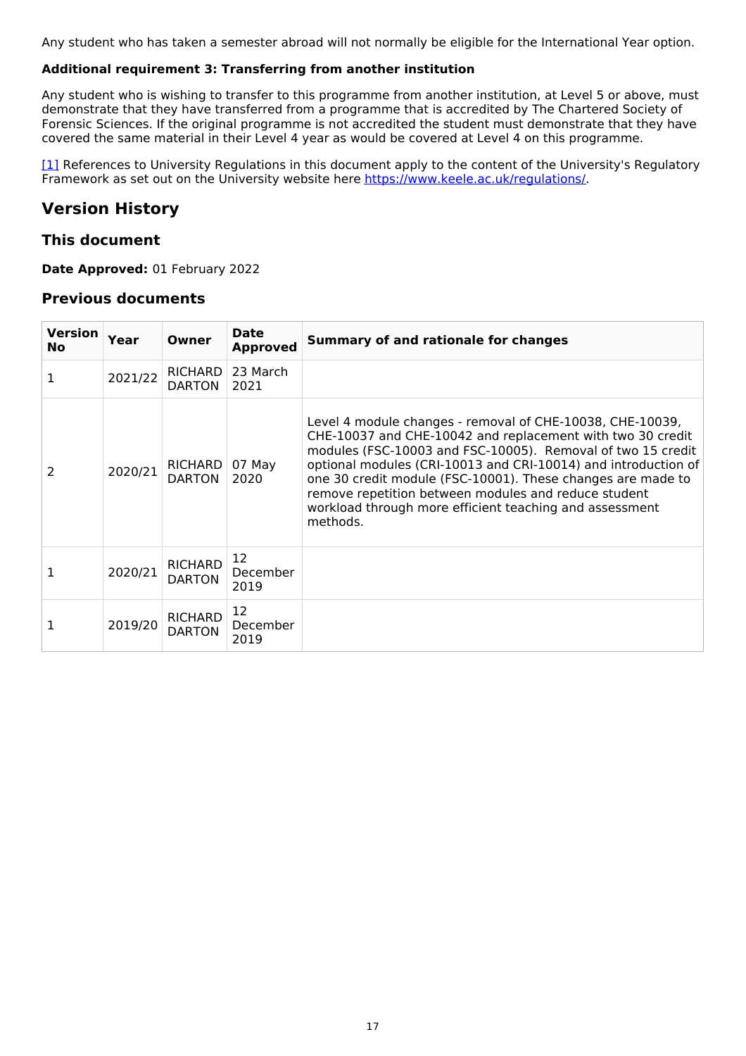Any student who has taken a semester abroad will not normally be eligible for the International Year option.

**Additional requirement 3: Transferring from another institution**

Any student who is wishing to transfer to this programme from another institution, at Level 5 or above, must demonstrate that they have transferred from a programme that is accredited by The Chartered Society of Forensic Sciences. If the original programme is not accredited the student must demonstrate that they have covered the same material in their Level 4 year as would be covered at Level 4 on this programme.

[1] References to University Regulations in this document apply to the content of the University's Regulatory Framework as set out on the University website here https://www.keele.ac.uk/regulations/.

## Version History

### This document

**Date Approved:** 01 February 2022

### Previous documents

| Version No | Year | Owner | Date Approved | Summary of and rationale for changes |
|---|---|---|---|---|
| 1 | 2021/22 | RICHARD DARTON | 23 March 2021 | |
| 2 | 2020/21 | RICHARD DARTON | 07 May 2020 | Level 4 module changes - removal of CHE-10038, CHE-10039, CHE-10037 and CHE-10042 and replacement with two 30 credit modules (FSC-10003 and FSC-10005). Removal of two 15 credit optional modules (CRI-10013 and CRI-10014) and introduction of one 30 credit module (FSC-10001). These changes are made to remove repetition between modules and reduce student workload through more efficient teaching and assessment methods. |
| 1 | 2020/21 | RICHARD DARTON | 12 December 2019 | |
| 1 | 2019/20 | RICHARD DARTON | 12 December 2019 | |